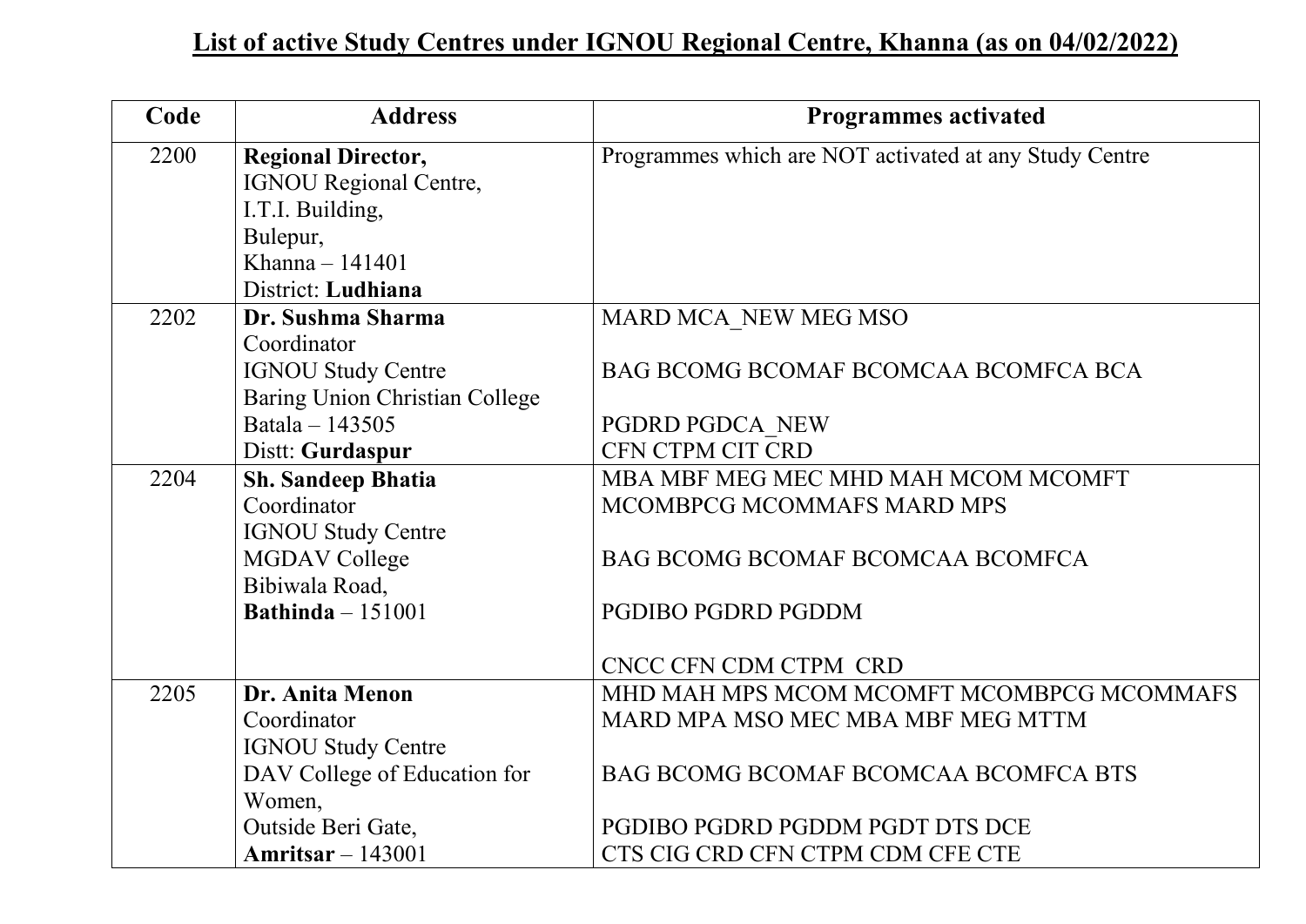# List of active Study Centres under IGNOU Regional Centre, Khanna (as on 04/02/2022)

| Code | Address | Programmes activated |
|---|---|---|
| 2200 | **Regional Director,**<br>IGNOU Regional Centre,<br>I.T.I. Building,<br>Bulepur,<br>Khanna – 141401<br>District: **Ludhiana** | Programmes which are NOT activated at any Study Centre |
| 2202 | **Dr. Sushma Sharma**<br>Coordinator<br>IGNOU Study Centre<br>Baring Union Christian College<br>Batala – 143505<br>Distt: **Gurdaspur** | MARD MCA_NEW MEG MSO<br><br>BAG BCOMG BCOMAF BCOMCAA BCOMFCA BCA<br><br>PGDRD PGDCA_NEW<br>CFN CTPM CIT CRD |
| 2204 | **Sh. Sandeep Bhatia**<br>Coordinator<br>IGNOU Study Centre<br>MGDAV College<br>Bibiwala Road,<br>**Bathinda** – 151001 | MBA MBF MEG MEC MHD MAH MCOM MCOMFT<br>MCOMBPCG MCOMMAFS MARD MPS<br><br>BAG BCOMG BCOMAF BCOMCAA BCOMFCA<br><br>PGDIBO PGDRD PGDDM<br><br>CNCC CFN CDM CTPM CRD |
| 2205 | **Dr. Anita Menon**<br>Coordinator<br>IGNOU Study Centre<br>DAV College of Education for Women,<br>Outside Beri Gate,<br>**Amritsar** – 143001 | MHD MAH MPS MCOM MCOMFT MCOMBPCG MCOMMAFS<br>MARD MPA MSO MEC MBA MBF MEG MTTM<br><br>BAG BCOMG BCOMAF BCOMCAA BCOMFCA BTS<br><br>PGDIBO PGDRD PGDDM PGDT DTS DCE<br>CTS CIG CRD CFN CTPM CDM CFE CTE |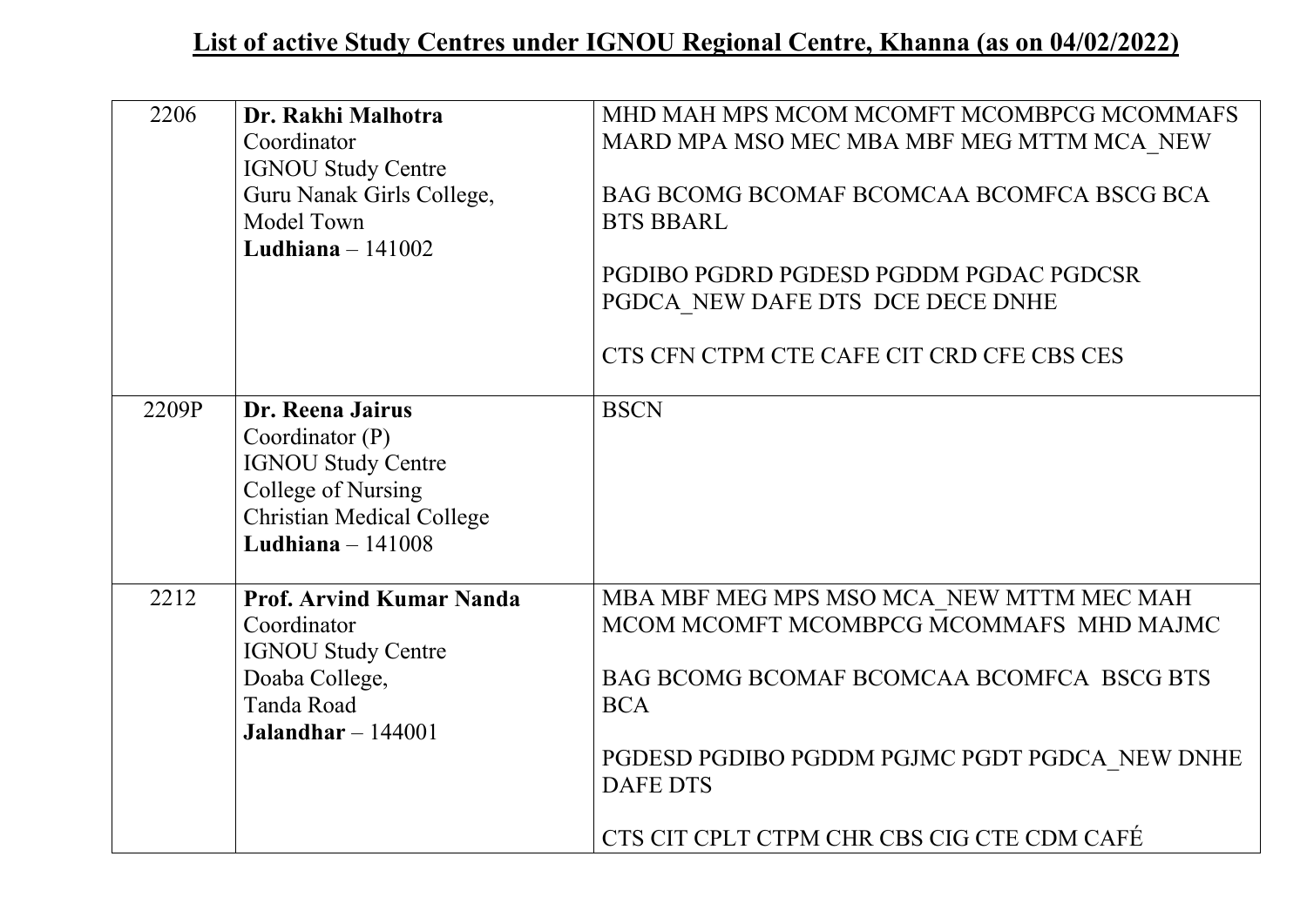## List of active Study Centres under IGNOU Regional Centre, Khanna (as on 04/02/2022)

| | | |
|---|---|---|
| 2206 | **Dr. Rakhi Malhotra**<br>Coordinator<br>IGNOU Study Centre<br>Guru Nanak Girls College,<br>Model Town<br>**Ludhiana** – 141002 | MHD MAH MPS MCOM MCOMFT MCOMBPCG MCOMMAFS MARD MPA MSO MEC MBA MBF MEG MTTM MCA_NEW<br><br>BAG BCOMG BCOMAF BCOMCAA BCOMFCA BSCG BCA BTS BBARL<br><br>PGDIBO PGDRD PGDESD PGDDM PGDAC PGDCSR PGDCA_NEW DAFE DTS DCE DECE DNHE<br><br>CTS CFN CTPM CTE CAFE CIT CRD CFE CBS CES |
| 2209P | **Dr. Reena Jairus**<br>Coordinator (P)<br>IGNOU Study Centre<br>College of Nursing<br>Christian Medical College<br>**Ludhiana** – 141008 | BSCN |
| 2212 | **Prof. Arvind Kumar Nanda**<br>Coordinator<br>IGNOU Study Centre<br>Doaba College,<br>Tanda Road<br>**Jalandhar** – 144001 | MBA MBF MEG MPS MSO MCA_NEW MTTM MEC MAH MCOM MCOMFT MCOMBPCG MCOMMAFS MHD MAJMC<br><br>BAG BCOMG BCOMAF BCOMCAA BCOMFCA BSCG BTS BCA<br><br>PGDESD PGDIBO PGDDM PGJMC PGDT PGDCA_NEW DNHE DAFE DTS<br><br>CTS CIT CPLT CTPM CHR CBS CIG CTE CDM CAFÉ |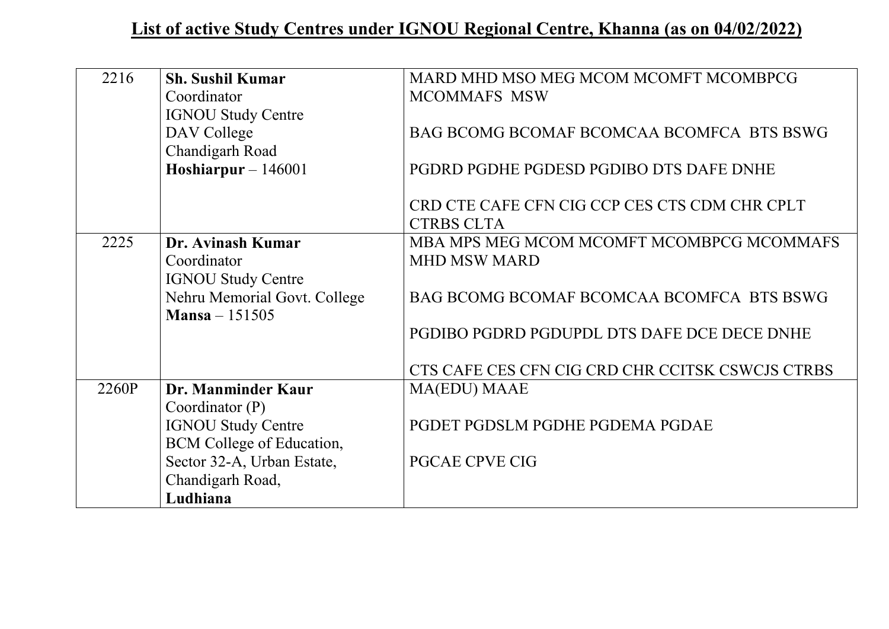## List of active Study Centres under IGNOU Regional Centre, Khanna (as on 04/02/2022)

| | | |
|---|---|---|
| 2216 | **Sh. Sushil Kumar**<br>Coordinator<br>IGNOU Study Centre<br>DAV College<br>Chandigarh Road<br>**Hoshiarpur** – 146001 | MARD MHD MSO MEG MCOM MCOMFT MCOMBPCG MCOMMAFS MSW<br><br>BAG BCOMG BCOMAF BCOMCAA BCOMFCA BTS BSWG<br><br>PGDRD PGDHE PGDESD PGDIBO DTS DAFE DNHE<br><br>CRD CTE CAFE CFN CIG CCP CES CTS CDM CHR CPLT CTRBS CLTA |
| 2225 | **Dr. Avinash Kumar**<br>Coordinator<br>IGNOU Study Centre<br>Nehru Memorial Govt. College<br>**Mansa** – 151505 | MBA MPS MEG MCOM MCOMFT MCOMBPCG MCOMMAFS MHD MSW MARD<br><br>BAG BCOMG BCOMAF BCOMCAA BCOMFCA BTS BSWG<br><br>PGDIBO PGDRD PGDUPDL DTS DAFE DCE DECE DNHE<br><br>CTS CAFE CES CFN CIG CRD CHR CCITSK CSWCJS CTRBS |
| 2260P | **Dr. Manminder Kaur**<br>Coordinator (P)<br>IGNOU Study Centre<br>BCM College of Education,<br>Sector 32-A, Urban Estate,<br>Chandigarh Road,<br>**Ludhiana** | MA(EDU) MAAE<br><br>PGDET PGDSLM PGDHE PGDEMA PGDAE<br><br>PGCAE CPVE CIG |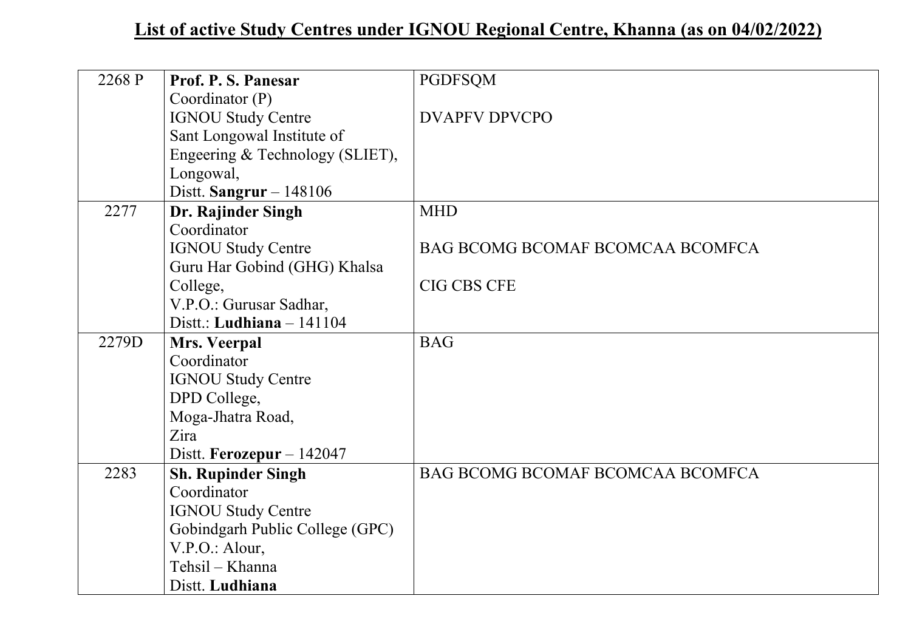**List of active Study Centres under IGNOU Regional Centre, Khanna (as on 04/02/2022)**

| | | |
|---|---|---|
| 2268 P | **Prof. P. S. Panesar**<br>Coordinator (P)<br>IGNOU Study Centre<br>Sant Longowal Institute of Engeering & Technology (SLIET),<br>Longowal,<br>Distt. **Sangrur** – 148106 | PGDFSQM<br><br>DVAPFV DPVCPO |
| 2277 | **Dr. Rajinder Singh**<br>Coordinator<br>IGNOU Study Centre<br>Guru Har Gobind (GHG) Khalsa College,<br>V.P.O.: Gurusar Sadhar,<br>Distt.: **Ludhiana** – 141104 | MHD<br><br>BAG BCOMG BCOMAF BCOMCAA BCOMFCA<br><br>CIG CBS CFE |
| 2279D | **Mrs. Veerpal**<br>Coordinator<br>IGNOU Study Centre<br>DPD College,<br>Moga-Jhatra Road,<br>Zira<br>Distt. **Ferozepur** – 142047 | BAG |
| 2283 | **Sh. Rupinder Singh**<br>Coordinator<br>IGNOU Study Centre<br>Gobindgarh Public College (GPC)<br>V.P.O.: Alour,<br>Tehsil – Khanna<br>Distt. **Ludhiana** | BAG BCOMG BCOMAF BCOMCAA BCOMFCA |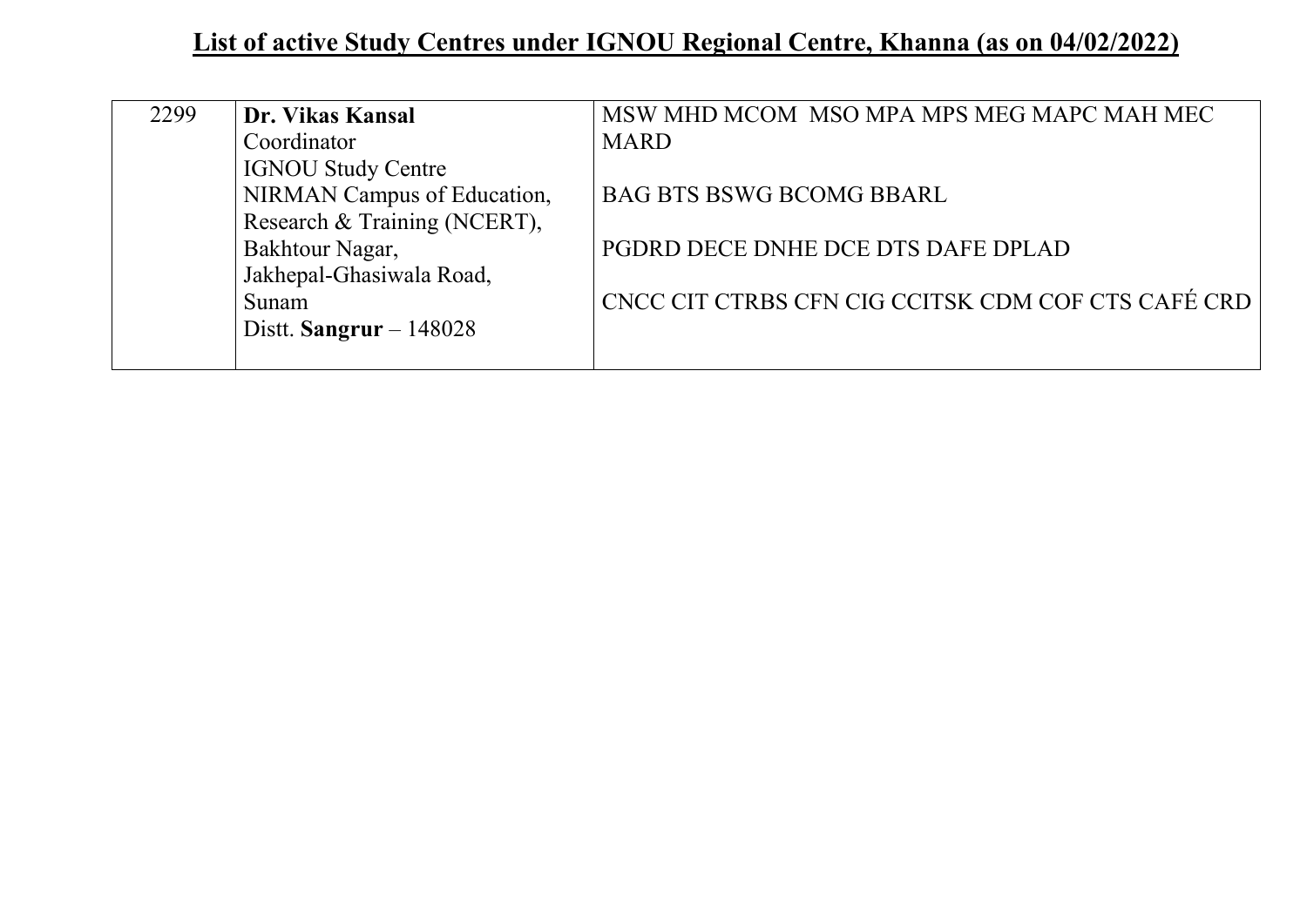## List of active Study Centres under IGNOU Regional Centre, Khanna (as on 04/02/2022)

| | | |
|---|---|---|
| 2299 | **Dr. Vikas Kansal**<br>Coordinator<br>IGNOU Study Centre<br>NIRMAN Campus of Education, Research & Training (NCERT),<br>Bakhtour Nagar,<br>Jakhepal-Ghasiwala Road,<br>Sunam<br>Distt. **Sangrur** – 148028 | MSW MHD MCOM MSO MPA MPS MEG MAPC MAH MEC MARD<br><br>BAG BTS BSWG BCOMG BBARL<br><br>PGDRD DECE DNHE DCE DTS DAFE DPLAD<br><br>CNCC CIT CTRBS CFN CIG CCITSK CDM COF CTS CAFÉ CRD |